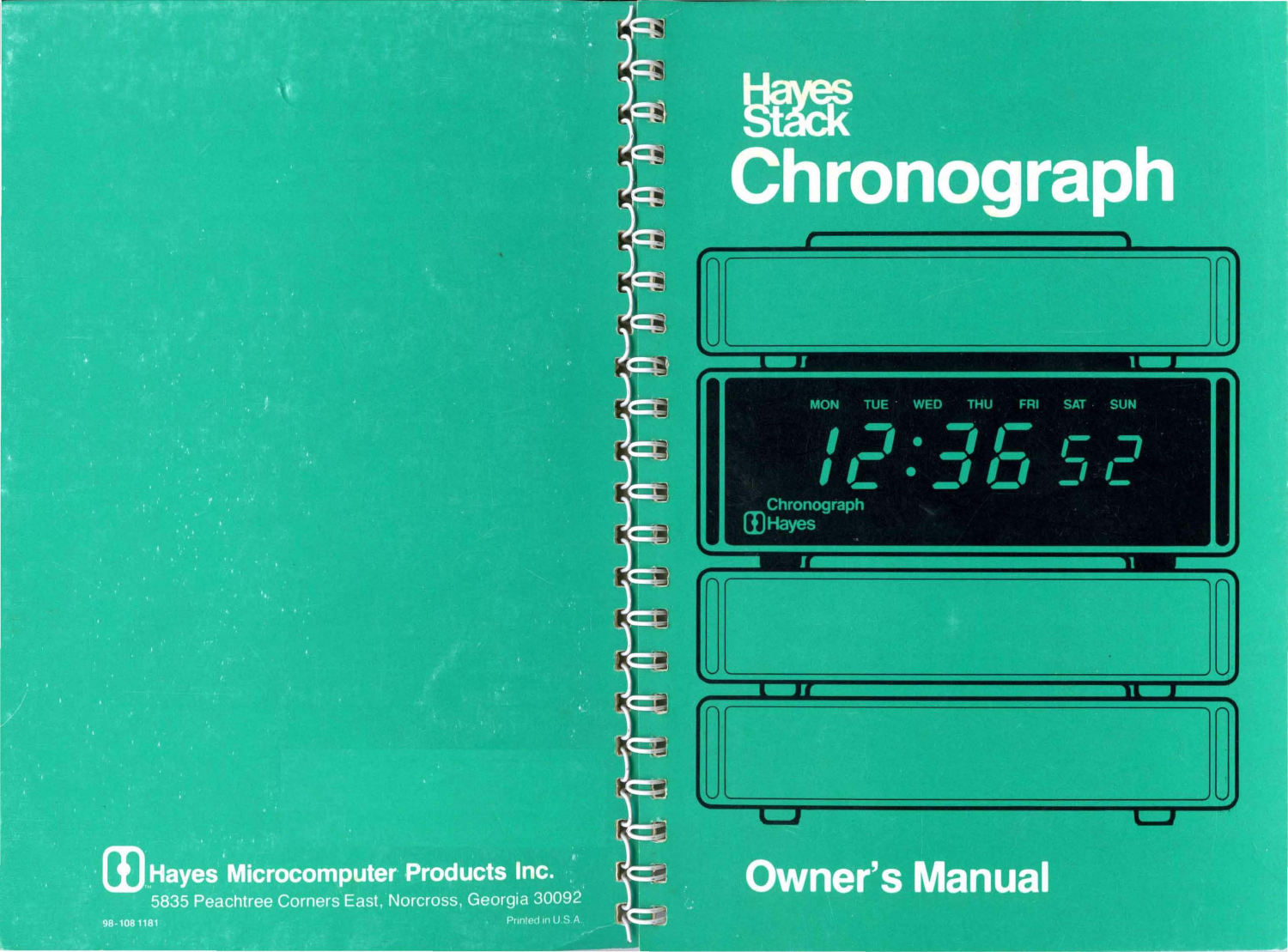# Hayes Stack Chronograph

# Owner's Manual

**Hayes Microcomputer Products Inc.**

5835 Peachtree Corners East, Norcross, Georgia 30092

98-108 1181

Printed in U.S.A.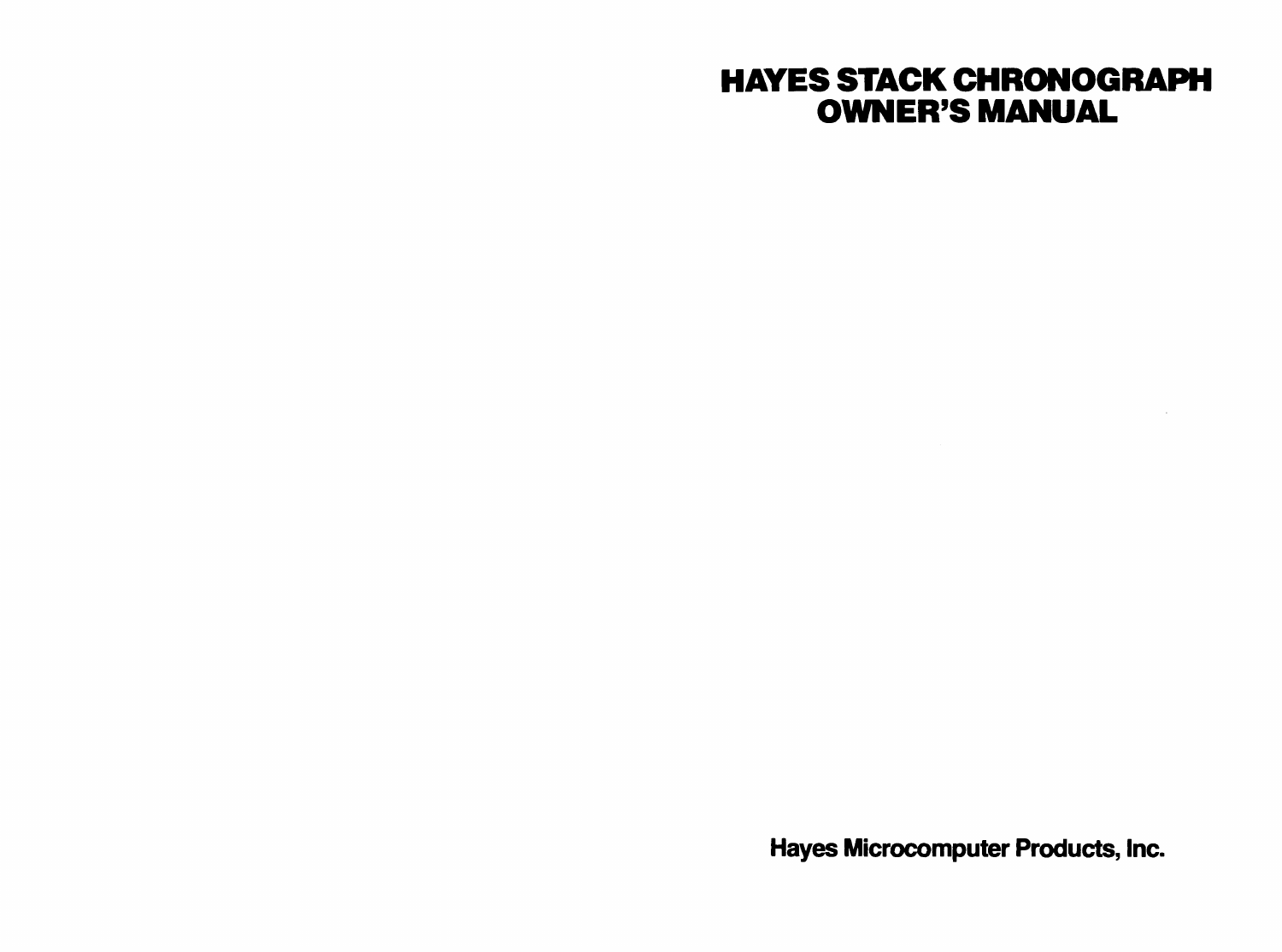# HAYES STACK CHRONOGRAPH OWNER'S MANUAL

**Hayes Microcomputer Products, Inc.**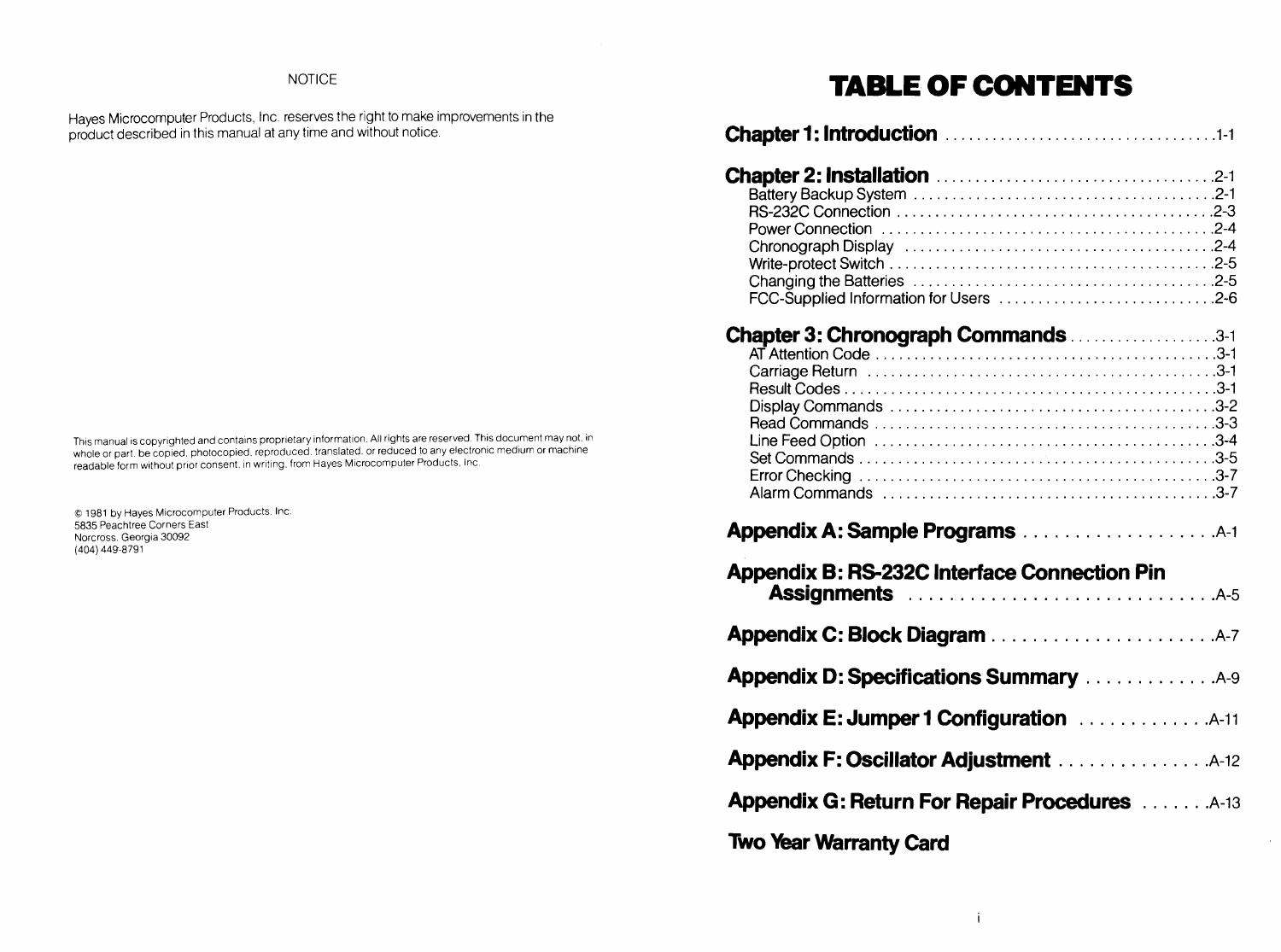NOTICE

Hayes Microcomputer Products, Inc. reserves the right to make improvements in the product described in this manual at any time and without notice.

This manual is copyrighted and contains proprietary information. All rights are reserved. This document may not, in whole or part, be copied, photocopied, reproduced, translated, or reduced to any electronic medium or machine readable form without prior consent, in writing, from Hayes Microcomputer Products, Inc.

© 1981 by Hayes Microcomputer Products, Inc.
5835 Peachtree Corners East
Norcross, Georgia 30092
(404) 449-8791

# TABLE OF CONTENTS

**Chapter 1: Introduction** .................................. 1-1

**Chapter 2: Installation** .................................. 2-1

- Battery Backup System ...................................... 2-1
- RS-232C Connection ........................................ 2-3
- Power Connection ........................................... 2-4
- Chronograph Display ........................................ 2-4
- Write-protect Switch ........................................ 2-5
- Changing the Batteries ...................................... 2-5
- FCC-Supplied Information for Users ........................... 2-6

**Chapter 3: Chronograph Commands** .................. 3-1

- AT Attention Code .......................................... 3-1
- Carriage Return ............................................ 3-1
- Result Codes ............................................... 3-1
- Display Commands .......................................... 3-2
- Read Commands ............................................. 3-3
- Line Feed Option ........................................... 3-4
- Set Commands .............................................. 3-5
- Error Checking ............................................. 3-7
- Alarm Commands ........................................... 3-7

**Appendix A: Sample Programs** ................... A-1

**Appendix B: RS-232C Interface Connection Pin Assignments** ............................. A-5

**Appendix C: Block Diagram** ...................... A-7

**Appendix D: Specifications Summary** ............. A-9

**Appendix E: Jumper 1 Configuration** ............. A-11

**Appendix F: Oscillator Adjustment** ............... A-12

**Appendix G: Return For Repair Procedures** ....... A-13

**Two Year Warranty Card**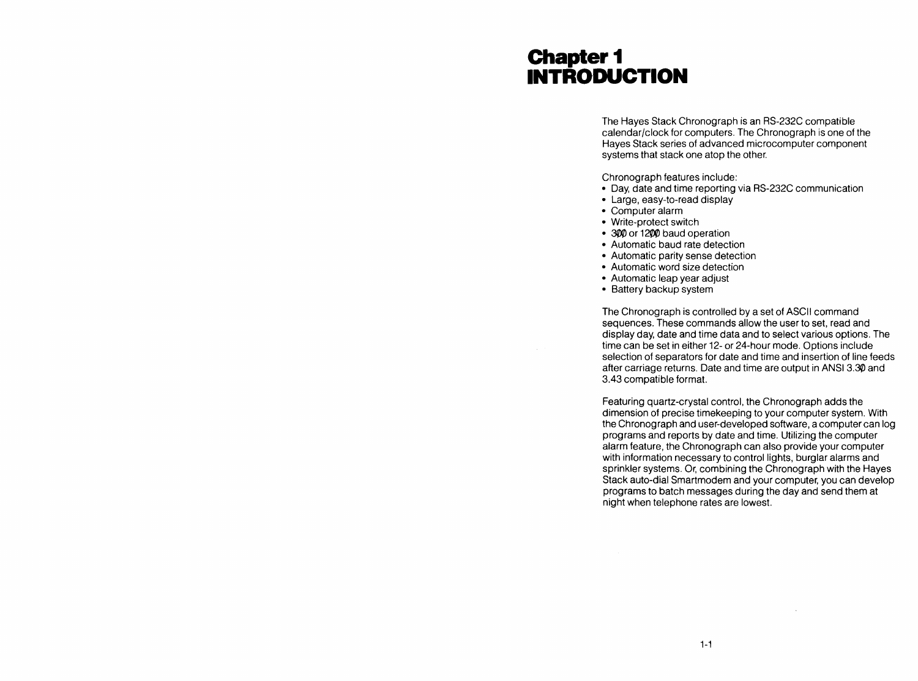# Chapter 1
# INTRODUCTION

The Hayes Stack Chronograph is an RS-232C compatible calendar/clock for computers. The Chronograph is one of the Hayes Stack series of advanced microcomputer component systems that stack one atop the other.

Chronograph features include:

- Day, date and time reporting via RS-232C communication
- Large, easy-to-read display
- Computer alarm
- Write-protect switch
- 3ØØ or 12ØØ baud operation
- Automatic baud rate detection
- Automatic parity sense detection
- Automatic word size detection
- Automatic leap year adjust
- Battery backup system

The Chronograph is controlled by a set of ASCII command sequences. These commands allow the user to set, read and display day, date and time data and to select various options. The time can be set in either 12- or 24-hour mode. Options include selection of separators for date and time and insertion of line feeds after carriage returns. Date and time are output in ANSI 3.3Ø and 3.43 compatible format.

Featuring quartz-crystal control, the Chronograph adds the dimension of precise timekeeping to your computer system. With the Chronograph and user-developed software, a computer can log programs and reports by date and time. Utilizing the computer alarm feature, the Chronograph can also provide your computer with information necessary to control lights, burglar alarms and sprinkler systems. Or, combining the Chronograph with the Hayes Stack auto-dial Smartmodem and your computer, you can develop programs to batch messages during the day and send them at night when telephone rates are lowest.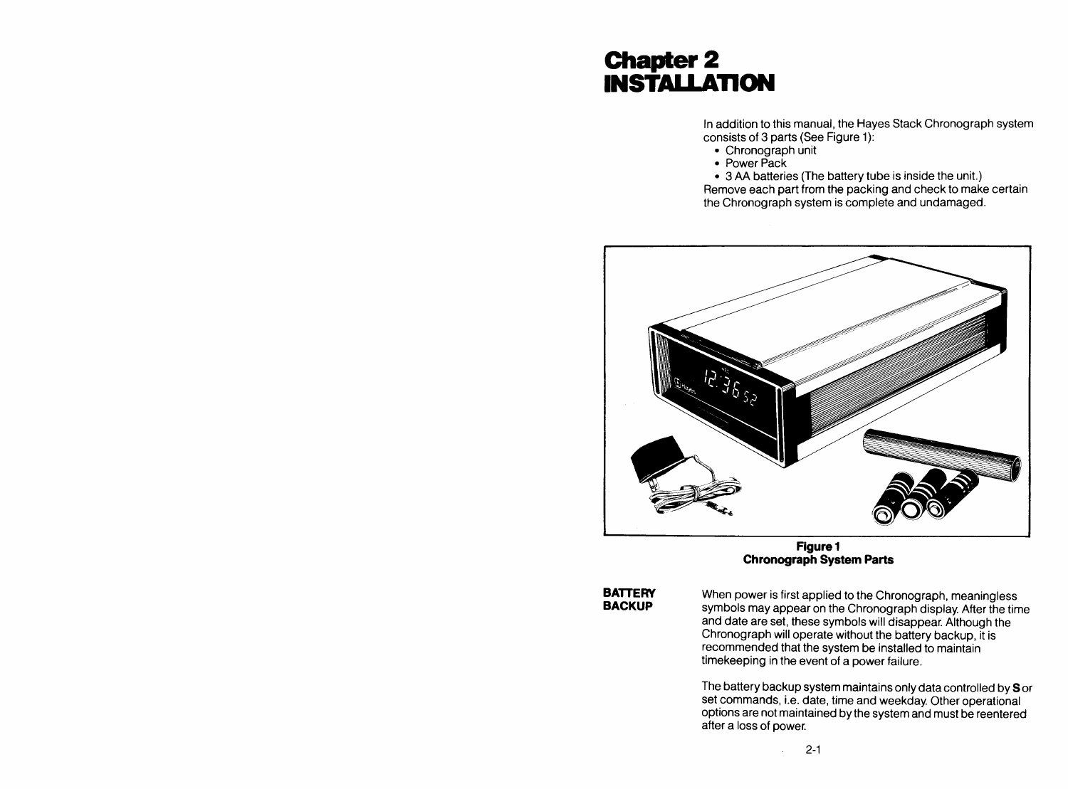# Chapter 2
# INSTALLATION

In addition to this manual, the Hayes Stack Chronograph system consists of 3 parts (See Figure 1):

- Chronograph unit
- Power Pack
- 3 AA batteries (The battery tube is inside the unit.)

Remove each part from the packing and check to make certain the Chronograph system is complete and undamaged.

**Figure 1**
**Chronograph System Parts**

**BATTERY BACKUP**

When power is first applied to the Chronograph, meaningless symbols may appear on the Chronograph display. After the time and date are set, these symbols will disappear. Although the Chronograph will operate without the battery backup, it is recommended that the system be installed to maintain timekeeping in the event of a power failure.

The battery backup system maintains only data controlled by **S** or set commands, i.e. date, time and weekday. Other operational options are not maintained by the system and must be reentered after a loss of power.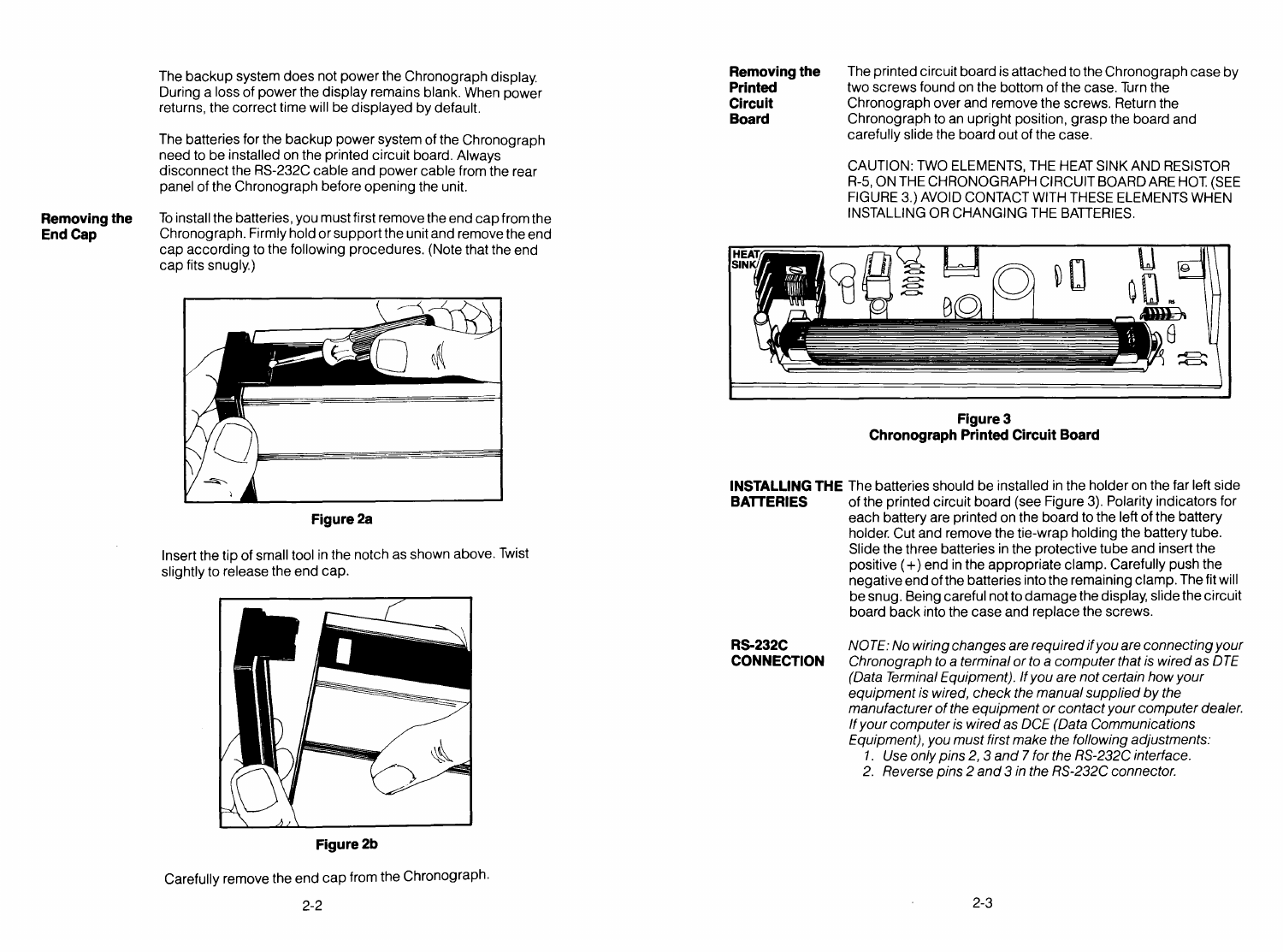The backup system does not power the Chronograph display. During a loss of power the display remains blank. When power returns, the correct time will be displayed by default.

The batteries for the backup power system of the Chronograph need to be installed on the printed circuit board. Always disconnect the RS-232C cable and power cable from the rear panel of the Chronograph before opening the unit.

**Removing the End Cap**

To install the batteries, you must first remove the end cap from the Chronograph. Firmly hold or support the unit and remove the end cap according to the following procedures. (Note that the end cap fits snugly.)

**Figure 2a**

Insert the tip of small tool in the notch as shown above. Twist slightly to release the end cap.

**Figure 2b**

Carefully remove the end cap from the Chronograph.

**Removing the Printed Circuit Board**

The printed circuit board is attached to the Chronograph case by two screws found on the bottom of the case. Turn the Chronograph over and remove the screws. Return the Chronograph to an upright position, grasp the board and carefully slide the board out of the case.

CAUTION: TWO ELEMENTS, THE HEAT SINK AND RESISTOR R-5, ON THE CHRONOGRAPH CIRCUIT BOARD ARE HOT. (SEE FIGURE 3.) AVOID CONTACT WITH THESE ELEMENTS WHEN INSTALLING OR CHANGING THE BATTERIES.

**Figure 3**
**Chronograph Printed Circuit Board**

**INSTALLING THE BATTERIES**

The batteries should be installed in the holder on the far left side of the printed circuit board (see Figure 3). Polarity indicators for each battery are printed on the board to the left of the battery holder. Cut and remove the tie-wrap holding the battery tube. Slide the three batteries in the protective tube and insert the positive (+) end in the appropriate clamp. Carefully push the negative end of the batteries into the remaining clamp. The fit will be snug. Being careful not to damage the display, slide the circuit board back into the case and replace the screws.

**RS-232C CONNECTION**

*NOTE: No wiring changes are required if you are connecting your Chronograph to a terminal or to a computer that is wired as DTE (Data Terminal Equipment). If you are not certain how your equipment is wired, check the manual supplied by the manufacturer of the equipment or contact your computer dealer. If your computer is wired as DCE (Data Communications Equipment), you must first make the following adjustments:*

1. *Use only pins 2, 3 and 7 for the RS-232C interface.*
2. *Reverse pins 2 and 3 in the RS-232C connector.*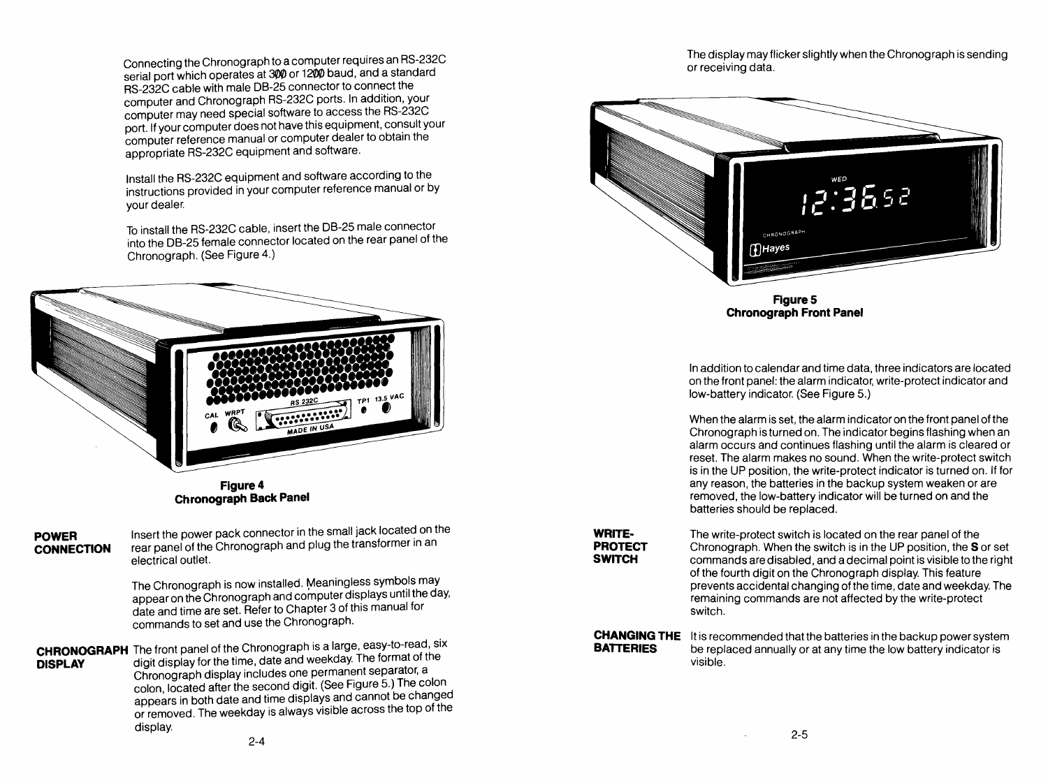Connecting the Chronograph to a computer requires an RS-232C serial port which operates at 300 or 1200 baud, and a standard RS-232C cable with male DB-25 connector to connect the computer and Chronograph RS-232C ports. In addition, your computer may need special software to access the RS-232C port. If your computer does not have this equipment, consult your computer reference manual or computer dealer to obtain the appropriate RS-232C equipment and software.

Install the RS-232C equipment and software according to the instructions provided in your computer reference manual or by your dealer.

To install the RS-232C cable, insert the DB-25 male connector into the DB-25 female connector located on the rear panel of the Chronograph. (See Figure 4.)

**Figure 4**
**Chronograph Back Panel**

**POWER CONNECTION**

Insert the power pack connector in the small jack located on the rear panel of the Chronograph and plug the transformer in an electrical outlet.

The Chronograph is now installed. Meaningless symbols may appear on the Chronograph and computer displays until the day, date and time are set. Refer to Chapter 3 of this manual for commands to set and use the Chronograph.

**CHRONOGRAPH DISPLAY**

The front panel of the Chronograph is a large, easy-to-read, six digit display for the time, date and weekday. The format of the Chronograph display includes one permanent separator, a colon, located after the second digit. (See Figure 5.) The colon appears in both date and time displays and cannot be changed or removed. The weekday is always visible across the top of the display.

The display may flicker slightly when the Chronograph is sending or receiving data.

**Figure 5**
**Chronograph Front Panel**

In addition to calendar and time data, three indicators are located on the front panel: the alarm indicator, write-protect indicator and low-battery indicator. (See Figure 5.)

When the alarm is set, the alarm indicator on the front panel of the Chronograph is turned on. The indicator begins flashing when an alarm occurs and continues flashing until the alarm is cleared or reset. The alarm makes no sound. When the write-protect switch is in the UP position, the write-protect indicator is turned on. If for any reason, the batteries in the backup system weaken or are removed, the low-battery indicator will be turned on and the batteries should be replaced.

**WRITE-PROTECT SWITCH**

The write-protect switch is located on the rear panel of the Chronograph. When the switch is in the UP position, the **S** or set commands are disabled, and a decimal point is visible to the right of the fourth digit on the Chronograph display. This feature prevents accidental changing of the time, date and weekday. The remaining commands are not affected by the write-protect switch.

**CHANGING THE BATTERIES**

It is recommended that the batteries in the backup power system be replaced annually or at any time the low battery indicator is visible.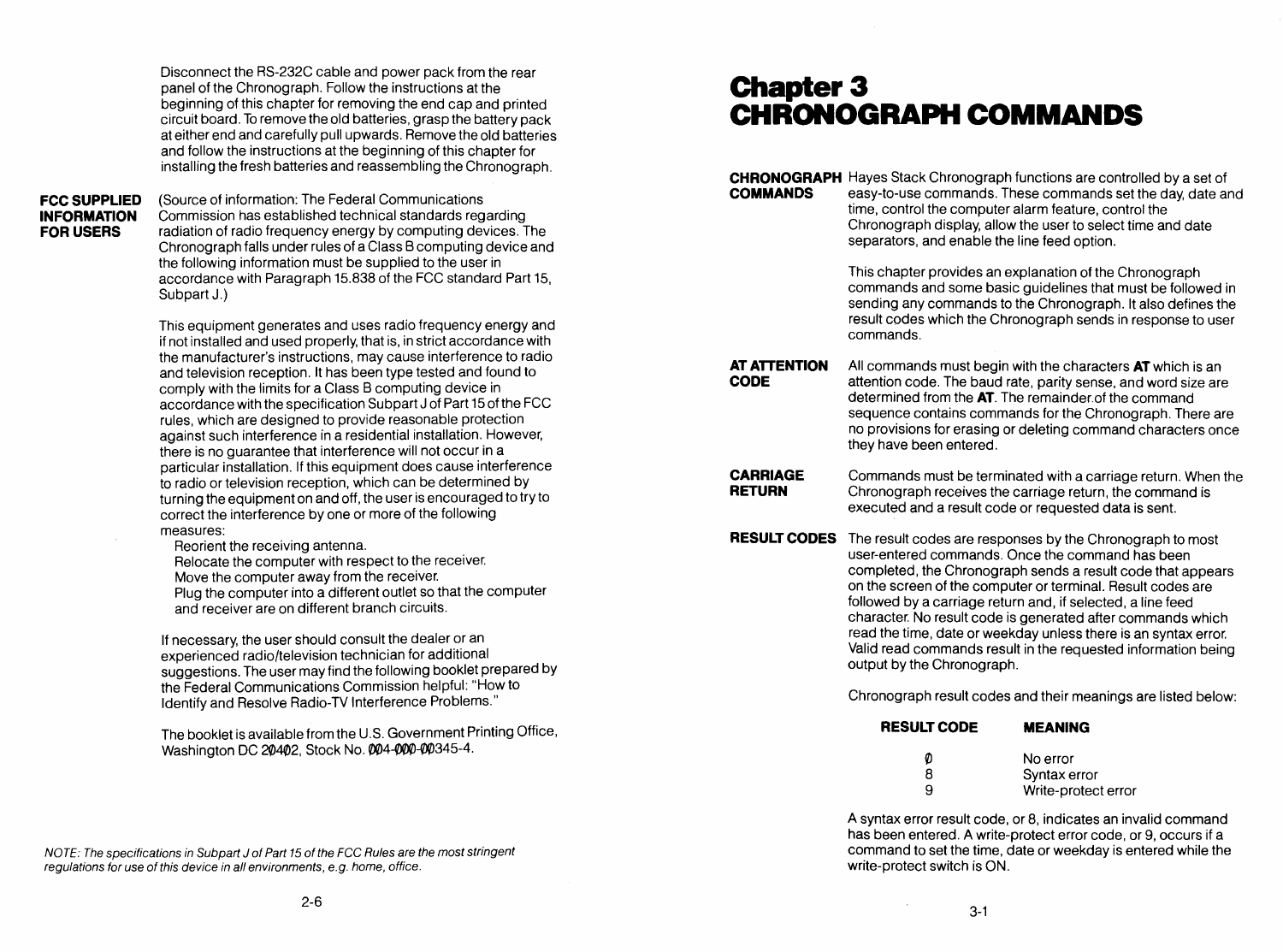Disconnect the RS-232C cable and power pack from the rear panel of the Chronograph. Follow the instructions at the beginning of this chapter for removing the end cap and printed circuit board. To remove the old batteries, grasp the battery pack at either end and carefully pull upwards. Remove the old batteries and follow the instructions at the beginning of this chapter for installing the fresh batteries and reassembling the Chronograph.

**FCC SUPPLIED INFORMATION FOR USERS**

(Source of information: The Federal Communications Commission has established technical standards regarding radiation of radio frequency energy by computing devices. The Chronograph falls under rules of a Class B computing device and the following information must be supplied to the user in accordance with Paragraph 15.838 of the FCC standard Part 15, Subpart J.)

This equipment generates and uses radio frequency energy and if not installed and used properly, that is, in strict accordance with the manufacturer's instructions, may cause interference to radio and television reception. It has been type tested and found to comply with the limits for a Class B computing device in accordance with the specification Subpart J of Part 15 of the FCC rules, which are designed to provide reasonable protection against such interference in a residential installation. However, there is no guarantee that interference will not occur in a particular installation. If this equipment does cause interference to radio or television reception, which can be determined by turning the equipment on and off, the user is encouraged to try to correct the interference by one or more of the following measures:

Reorient the receiving antenna.
Relocate the computer with respect to the receiver.
Move the computer away from the receiver.
Plug the computer into a different outlet so that the computer and receiver are on different branch circuits.

If necessary, the user should consult the dealer or an experienced radio/television technician for additional suggestions. The user may find the following booklet prepared by the Federal Communications Commission helpful: "How to Identify and Resolve Radio-TV Interference Problems."

The booklet is available from the U.S. Government Printing Office, Washington DC 2Ø4Ø2, Stock No. ØØ4-ØØØ-ØØ345-4.

*NOTE: The specifications in Subpart J of Part 15 of the FCC Rules are the most stringent regulations for use of this device in all environments, e.g. home, office.*

# Chapter 3 CHRONOGRAPH COMMANDS

**CHRONOGRAPH COMMANDS**

Hayes Stack Chronograph functions are controlled by a set of easy-to-use commands. These commands set the day, date and time, control the computer alarm feature, control the Chronograph display, allow the user to select time and date separators, and enable the line feed option.

This chapter provides an explanation of the Chronograph commands and some basic guidelines that must be followed in sending any commands to the Chronograph. It also defines the result codes which the Chronograph sends in response to user commands.

**AT ATTENTION CODE**

All commands must begin with the characters **AT** which is an attention code. The baud rate, parity sense, and word size are determined from the **AT**. The remainder of the command sequence contains commands for the Chronograph. There are no provisions for erasing or deleting command characters once they have been entered.

**CARRIAGE RETURN**

Commands must be terminated with a carriage return. When the Chronograph receives the carriage return, the command is executed and a result code or requested data is sent.

**RESULT CODES**

The result codes are responses by the Chronograph to most user-entered commands. Once the command has been completed, the Chronograph sends a result code that appears on the screen of the computer or terminal. Result codes are followed by a carriage return and, if selected, a line feed character. No result code is generated after commands which read the time, date or weekday unless there is an syntax error. Valid read commands result in the requested information being output by the Chronograph.

Chronograph result codes and their meanings are listed below:

| RESULT CODE | MEANING |
|---|---|
| Ø | No error |
| 8 | Syntax error |
| 9 | Write-protect error |

A syntax error result code, or 8, indicates an invalid command has been entered. A write-protect error code, or 9, occurs if a command to set the time, date or weekday is entered while the write-protect switch is ON.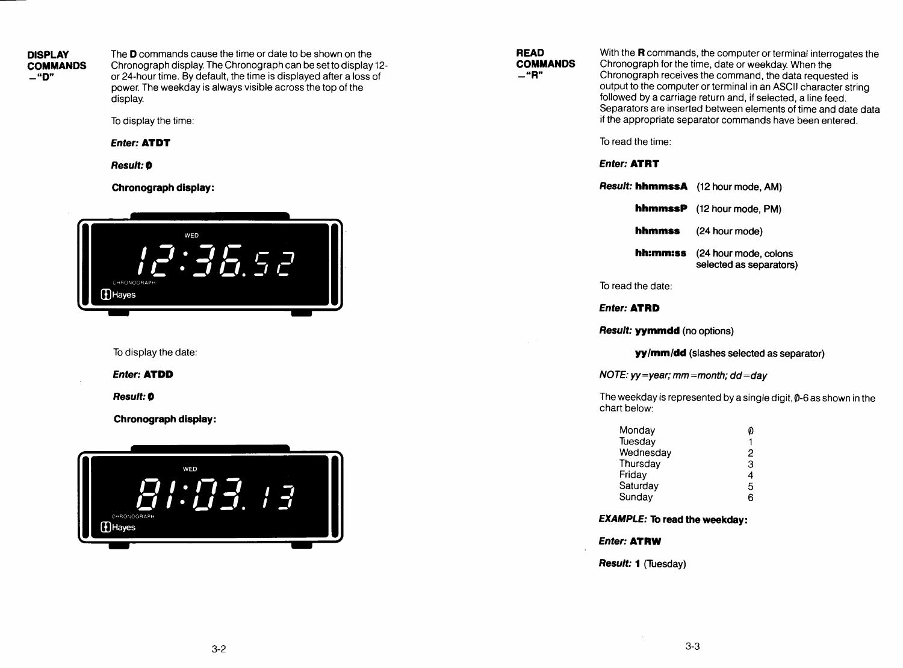## DISPLAY COMMANDS –"D"

The **D** commands cause the time or date to be shown on the Chronograph display. The Chronograph can be set to display 12- or 24-hour time. By default, the time is displayed after a loss of power. The weekday is always visible across the top of the display.

To display the time:

***Enter:* ATDT**

***Result:* Ø**

**Chronograph display:**

To display the date:

***Enter:* ATDD**

***Result:* Ø**

**Chronograph display:**

## READ COMMANDS –"R"

With the **R** commands, the computer or terminal interrogates the Chronograph for the time, date or weekday. When the Chronograph receives the command, the data requested is output to the computer or terminal in an ASCII character string followed by a carriage return and, if selected, a line feed. Separators are inserted between elements of time and date data if the appropriate separator commands have been entered.

To read the time:

***Enter:* ATRT**

| | |
|---|---|
| ***Result:* hhmmssA** | (12 hour mode, AM) |
| **hhmmssP** | (12 hour mode, PM) |
| **hhmmss** | (24 hour mode) |
| **hh:mm:ss** | (24 hour mode, colons selected as separators) |

To read the date:

***Enter:* ATRD**

***Result:* yymmdd** (no options)

**yy/mm/dd** (slashes selected as separator)

*NOTE: yy=year; mm=month; dd=day*

The weekday is represented by a single digit, Ø-6 as shown in the chart below:

| | |
|---|---|
| Monday | Ø |
| Tuesday | 1 |
| Wednesday | 2 |
| Thursday | 3 |
| Friday | 4 |
| Saturday | 5 |
| Sunday | 6 |

***EXAMPLE:* To read the weekday:**

***Enter:* ATRW**

***Result:* 1** (Tuesday)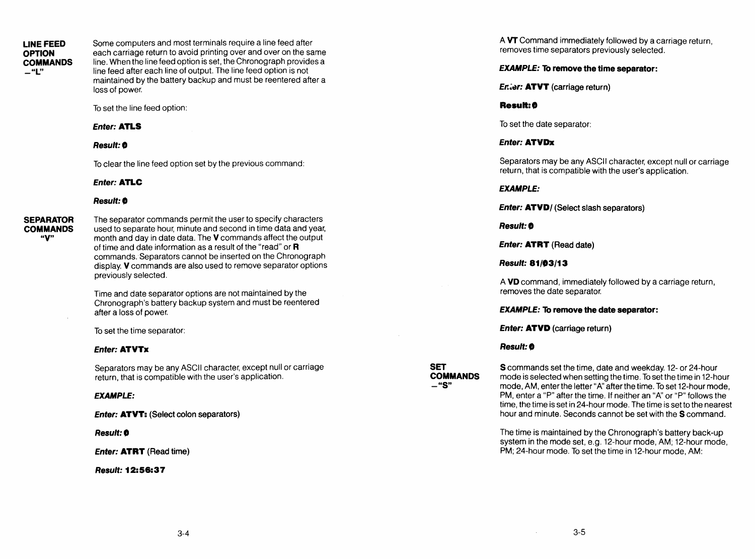## LINE FEED OPTION COMMANDS —"L"

Some computers and most terminals require a line feed after each carriage return to avoid printing over and over on the same line. When the line feed option is set, the Chronograph provides a line feed after each line of output. The line feed option is not maintained by the battery backup and must be reentered after a loss of power.

To set the line feed option:

***Enter:* ATLS**

***Result:* 0**

To clear the line feed option set by the previous command:

***Enter:* ATLC**

***Result:* 0**

## SEPARATOR COMMANDS "V"

The separator commands permit the user to specify characters used to separate hour, minute and second in time data and year, month and day in date data. The **V** commands affect the output of time and date information as a result of the "read" or **R** commands. Separators cannot be inserted on the Chronograph display. **V** commands are also used to remove separator options previously selected.

Time and date separator options are not maintained by the Chronograph's battery backup system and must be reentered after a loss of power.

To set the time separator:

***Enter:* ATVTx**

Separators may be any ASCII character, except null or carriage return, that is compatible with the user's application.

***EXAMPLE:***

***Enter:* ATVT:** (Select colon separators)

***Result:* 0**

***Enter:* ATRT** (Read time)

***Result:* 12:56:37**

A **VT** Command immediately followed by a carriage return, removes time separators previously selected.

***EXAMPLE:* To remove the time separator:**

***Enter:* ATVT** (carriage return)

**Result: 0**

To set the date separator:

***Enter:* ATVDx**

Separators may be any ASCII character, except null or carriage return, that is compatible with the user's application.

***EXAMPLE:***

***Enter:* ATVD/** (Select slash separators)

***Result:* 0**

***Enter:* ATRT** (Read date)

***Result:* 81/03/13**

A **VD** command, immediately followed by a carriage return, removes the date separator.

***EXAMPLE:* To remove the date separator:**

***Enter:* ATVD** (carriage return)

***Result:* 0**

## SET COMMANDS —"S"

**S** commands set the time, date and weekday. 12- or 24-hour mode is selected when setting the time. To set the time in 12-hour mode, AM, enter the letter "A" after the time. To set 12-hour mode, PM, enter a "P" after the time. If neither an "A" or "P" follows the time, the time is set in 24-hour mode. The time is set to the nearest hour and minute. Seconds cannot be set with the **S** command.

The time is maintained by the Chronograph's battery back-up system in the mode set, e.g. 12-hour mode, AM; 12-hour mode, PM; 24-hour mode. To set the time in 12-hour mode, AM: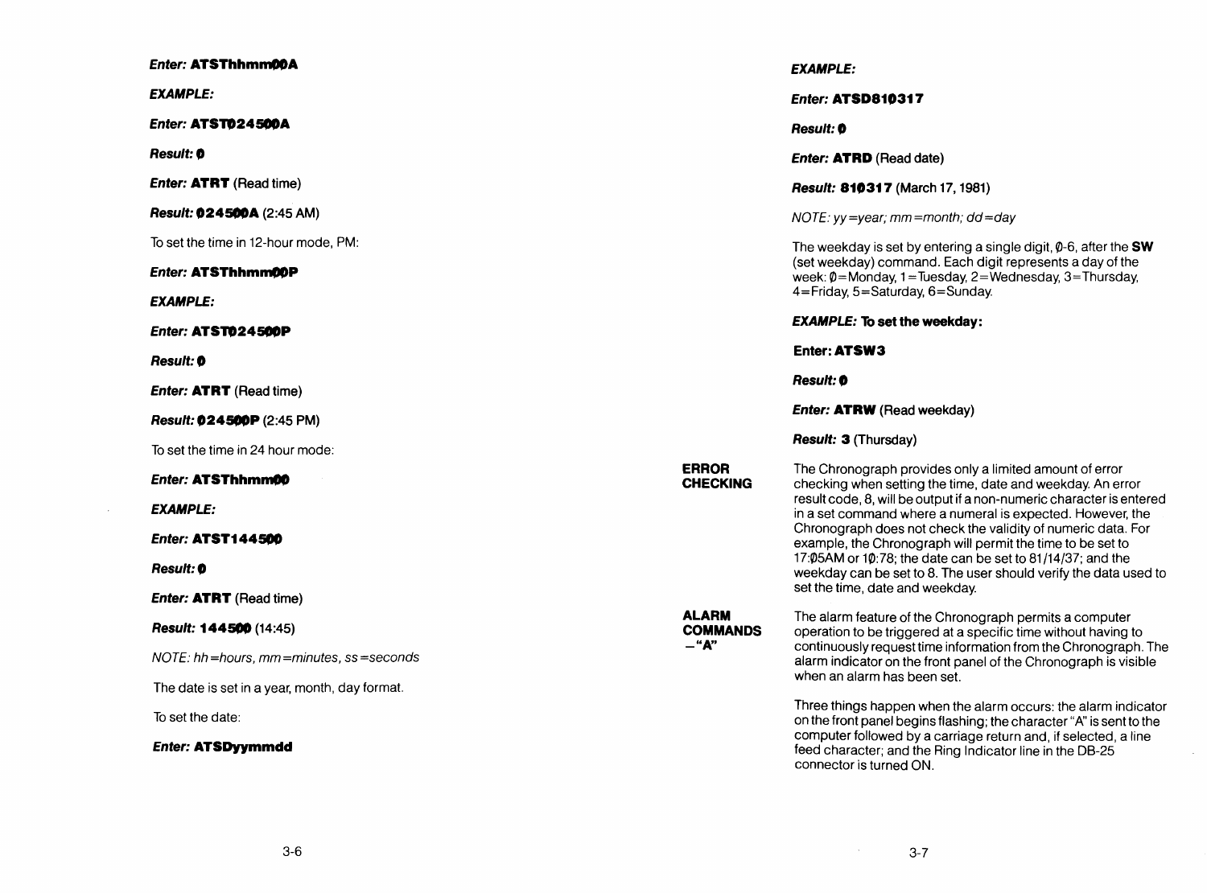***Enter:* ATSThhmm00A**

***EXAMPLE:***

***Enter:* ATST024500A**

***Result:* 0**

***Enter:* ATRT** (Read time)

***Result:* 024500A** (2:45 AM)

To set the time in 12-hour mode, PM:

***Enter:* ATSThhmm00P**

***EXAMPLE:***

***Enter:* ATST024500P**

***Result:* 0**

***Enter:* ATRT** (Read time)

***Result:* 024500P** (2:45 PM)

To set the time in 24 hour mode:

***Enter:* ATSThhmm00**

***EXAMPLE:***

***Enter:* ATST144500**

***Result:* 0**

***Enter:* ATRT** (Read time)

***Result:* 144500** (14:45)

*NOTE: hh=hours, mm=minutes, ss=seconds*

The date is set in a year, month, day format.

To set the date:

***Enter:* ATSDyymmdd**

***EXAMPLE:***

***Enter:* ATSD810317**

***Result:* 0**

***Enter:* ATRD** (Read date)

***Result:* 810317** (March 17, 1981)

*NOTE: yy=year; mm=month; dd=day*

The weekday is set by entering a single digit, 0-6, after the **SW** (set weekday) command. Each digit represents a day of the week: 0=Monday, 1=Tuesday, 2=Wednesday, 3=Thursday, 4=Friday, 5=Saturday, 6=Sunday.

***EXAMPLE:* To set the weekday:**

**Enter: ATSW3**

***Result:* 0**

***Enter:* ATRW** (Read weekday)

***Result:* 3** (Thursday)

## ERROR CHECKING

The Chronograph provides only a limited amount of error checking when setting the time, date and weekday. An error result code, 8, will be output if a non-numeric character is entered in a set command where a numeral is expected. However, the Chronograph does not check the validity of numeric data. For example, the Chronograph will permit the time to be set to 17:05AM or 10:78; the date can be set to 81/14/37; and the weekday can be set to 8. The user should verify the data used to set the time, date and weekday.

## ALARM COMMANDS — "A"

The alarm feature of the Chronograph permits a computer operation to be triggered at a specific time without having to continuously request time information from the Chronograph. The alarm indicator on the front panel of the Chronograph is visible when an alarm has been set.

Three things happen when the alarm occurs: the alarm indicator on the front panel begins flashing; the character "A" is sent to the computer followed by a carriage return and, if selected, a line feed character; and the Ring Indicator line in the DB-25 connector is turned ON.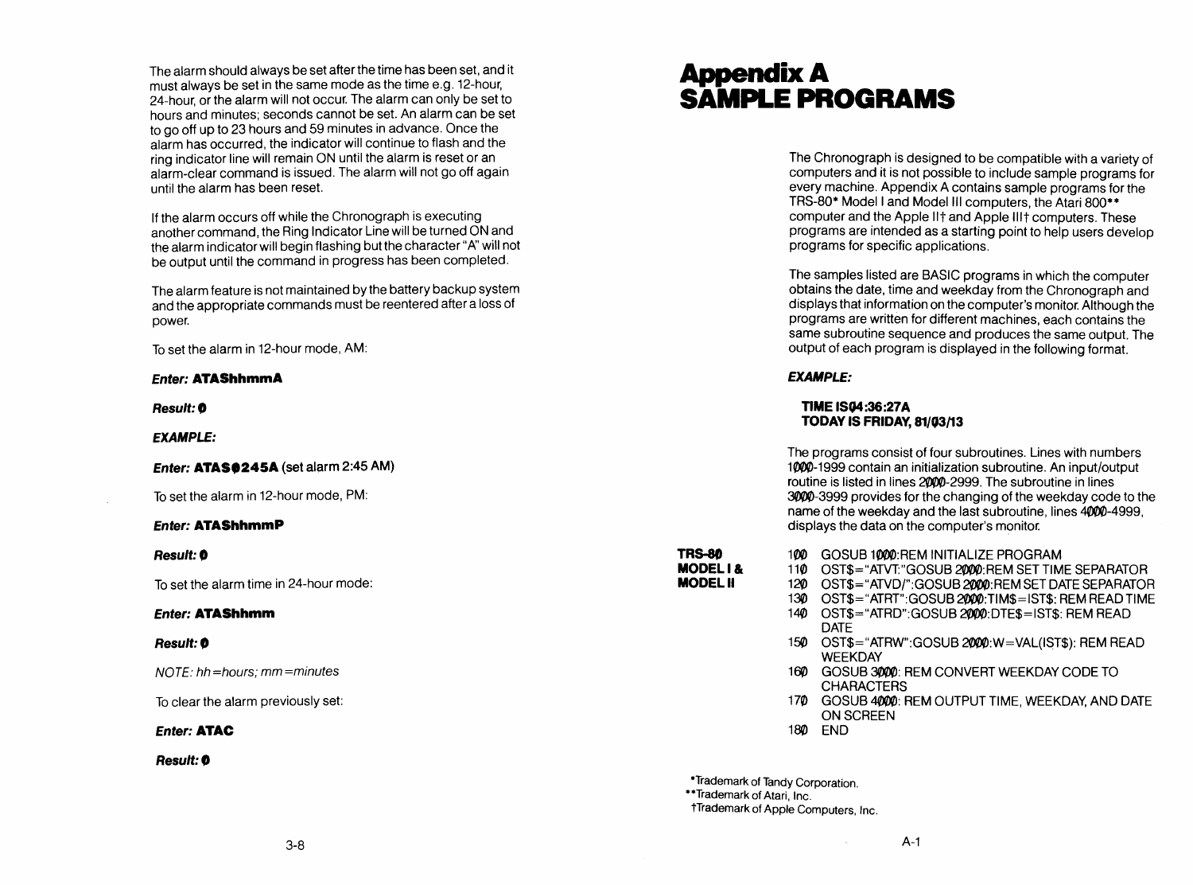The alarm should always be set after the time has been set, and it must always be set in the same mode as the time e.g. 12-hour, 24-hour, or the alarm will not occur. The alarm can only be set to hours and minutes; seconds cannot be set. An alarm can be set to go off up to 23 hours and 59 minutes in advance. Once the alarm has occurred, the indicator will continue to flash and the ring indicator line will remain ON until the alarm is reset or an alarm-clear command is issued. The alarm will not go off again until the alarm has been reset.

If the alarm occurs off while the Chronograph is executing another command, the Ring Indicator Line will be turned ON and the alarm indicator will begin flashing but the character "A" will not be output until the command in progress has been completed.

The alarm feature is not maintained by the battery backup system and the appropriate commands must be reentered after a loss of power.

To set the alarm in 12-hour mode, AM:

***Enter:* ATAShhmmA**

***Result:* Ø**

***EXAMPLE:***

***Enter:* ATASØ245A** (set alarm 2:45 AM)

To set the alarm in 12-hour mode, PM:

***Enter:* ATAShhmmP**

***Result:* Ø**

To set the alarm time in 24-hour mode:

***Enter:* ATAShhmm**

***Result:* Ø**

*NOTE: hh=hours; mm=minutes*

To clear the alarm previously set:

***Enter:* ATAC**

***Result:* Ø**

# Appendix A
# SAMPLE PROGRAMS

The Chronograph is designed to be compatible with a variety of computers and it is not possible to include sample programs for every machine. Appendix A contains sample programs for the TRS-80* Model I and Model III computers, the Atari 800** computer and the Apple II† and Apple III† computers. These programs are intended as a starting point to help users develop programs for specific applications.

The samples listed are BASIC programs in which the computer obtains the date, time and weekday from the Chronograph and displays that information on the computer's monitor. Although the programs are written for different machines, each contains the same subroutine sequence and produces the same output. The output of each program is displayed in the following format.

***EXAMPLE:***

**TIME ISØ4:36:27A**
**TODAY IS FRIDAY, 81/Ø3/13**

The programs consist of four subroutines. Lines with numbers 1ØØØ-1999 contain an initialization subroutine. An input/output routine is listed in lines 2ØØØ-2999. The subroutine in lines 3ØØØ-3999 provides for the changing of the weekday code to the name of the weekday and the last subroutine, lines 4ØØØ-4999, displays the data on the computer's monitor.

**TRS-8Ø MODEL I & MODEL II**

```
1ØØ  GOSUB 1ØØØ:REM INITIALIZE PROGRAM
11Ø  OST$="ATVT:"GOSUB 2ØØØ:REM SET TIME SEPARATOR
12Ø  OST$="ATVD/":GOSUB 2ØØØ:REM SET DATE SEPARATOR
13Ø  OST$="ATRT":GOSUB 2ØØØ:TIM$=IST$: REM READ TIME
14Ø  OST$="ATRD":GOSUB 2ØØØ:DTE$=IST$: REM READ
     DATE
15Ø  OST$="ATRW":GOSUB 2ØØØ:W=VAL(IST$): REM READ
     WEEKDAY
16Ø  GOSUB 3ØØØ: REM CONVERT WEEKDAY CODE TO
     CHARACTERS
17Ø  GOSUB 4ØØØ: REM OUTPUT TIME, WEEKDAY, AND DATE
     ON SCREEN
18Ø  END
```

*Trademark of Tandy Corporation.
**Trademark of Atari, Inc.
†Trademark of Apple Computers, Inc.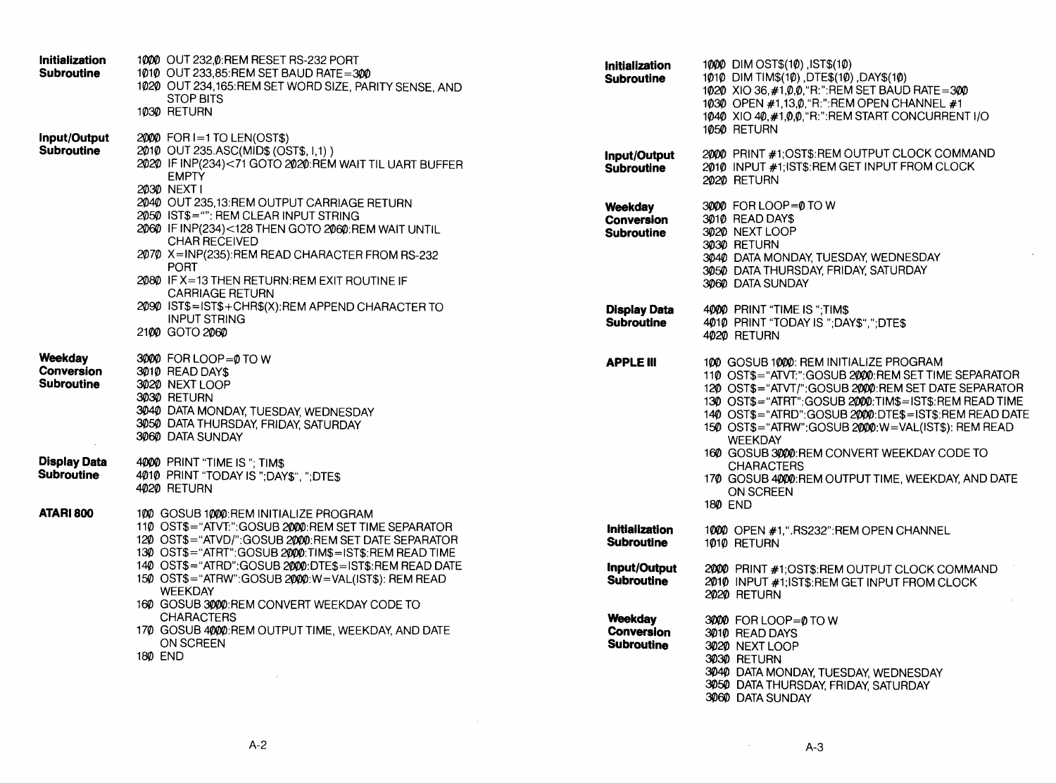**Initialization Subroutine**

```
1000 OUT 232,0:REM RESET RS-232 PORT
1010 OUT 233,85:REM SET BAUD RATE=300
1020 OUT 234,165:REM SET WORD SIZE, PARITY SENSE, AND
     STOP BITS
1030 RETURN
```

**Input/Output Subroutine**

```
2000 FOR I=1 TO LEN(OST$)
2010 OUT 235.ASC(MID$ (OST$, I,1) )
2020 IF INP(234)<71 GOTO 2020:REM WAIT TIL UART BUFFER
     EMPTY
2030 NEXT I
2040 OUT 235,13:REM OUTPUT CARRIAGE RETURN
2050 IST$="": REM CLEAR INPUT STRING
2060 IF INP(234)<128 THEN GOTO 2060:REM WAIT UNTIL
     CHAR RECEIVED
2070 X=INP(235):REM READ CHARACTER FROM RS-232
     PORT
2080 IF X=13 THEN RETURN:REM EXIT ROUTINE IF
     CARRIAGE RETURN
2090 IST$=IST$+CHR$(X):REM APPEND CHARACTER TO
     INPUT STRING
2100 GOTO 2060
```

**Weekday Conversion Subroutine**

```
3000 FOR LOOP=0 TO W
3010 READ DAY$
3020 NEXT LOOP
3030 RETURN
3040 DATA MONDAY, TUESDAY, WEDNESDAY
3050 DATA THURSDAY, FRIDAY, SATURDAY
3060 DATA SUNDAY
```

**Display Data Subroutine**

```
4000 PRINT "TIME IS "; TIM$
4010 PRINT "TODAY IS ";DAY$", ";DTE$
4020 RETURN
```

**ATARI 800**

```
100 GOSUB 1000:REM INITIALIZE PROGRAM
110 OST$="ATVT:":GOSUB 2000:REM SET TIME SEPARATOR
120 OST$="ATVD/":GOSUB 2000:REM SET DATE SEPARATOR
130 OST$="ATRT":GOSUB 2000:TIM$=IST$:REM READ TIME
140 OST$="ATRD":GOSUB 2000:DTE$=IST$:REM READ DATE
150 OST$="ATRW":GOSUB 2000:W=VAL(IST$): REM READ
    WEEKDAY
160 GOSUB 3000:REM CONVERT WEEKDAY CODE TO
    CHARACTERS
170 GOSUB 4000:REM OUTPUT TIME, WEEKDAY, AND DATE
    ON SCREEN
180 END
```

**Initialization Subroutine**

```
1000 DIM OST$(10) ,IST$(10)
1010 DIM TIM$(10) ,DTE$(10) ,DAY$(10)
1020 XIO 36,#1,0,0,"R:":REM SET BAUD RATE=300
1030 OPEN #1,13,0,"R:":REM OPEN CHANNEL #1
1040 XIO 40,#1,0,0,"R:":REM START CONCURRENT I/O
1050 RETURN
```

**Input/Output Subroutine**

```
2000 PRINT #1;OST$:REM OUTPUT CLOCK COMMAND
2010 INPUT #1;IST$:REM GET INPUT FROM CLOCK
2020 RETURN
```

**Weekday Conversion Subroutine**

```
3000 FOR LOOP=0 TO W
3010 READ DAY$
3020 NEXT LOOP
3030 RETURN
3040 DATA MONDAY, TUESDAY, WEDNESDAY
3050 DATA THURSDAY, FRIDAY, SATURDAY
3060 DATA SUNDAY
```

**Display Data Subroutine**

```
4000 PRINT "TIME IS ";TIM$
4010 PRINT "TODAY IS ";DAY$",";DTE$
4020 RETURN
```

**APPLE III**

```
100 GOSUB 1000: REM INITIALIZE PROGRAM
110 OST$="ATVT:":GOSUB 2000:REM SET TIME SEPARATOR
120 OST$="ATVT/":GOSUB 2000:REM SET DATE SEPARATOR
130 OST$="ATRT":GOSUB 2000:TIM$=IST$:REM READ TIME
140 OST$="ATRD":GOSUB 2000:DTE$=IST$:REM READ DATE
150 OST$="ATRW":GOSUB 2000:W=VAL(IST$): REM READ
    WEEKDAY
160 GOSUB 3000:REM CONVERT WEEKDAY CODE TO
    CHARACTERS
170 GOSUB 4000:REM OUTPUT TIME, WEEKDAY, AND DATE
    ON SCREEN
180 END
```

**Initialization Subroutine**

```
1000 OPEN #1,".RS232":REM OPEN CHANNEL
1010 RETURN
```

**Input/Output Subroutine**

```
2000 PRINT #1;OST$:REM OUTPUT CLOCK COMMAND
2010 INPUT #1;IST$:REM GET INPUT FROM CLOCK
2020 RETURN
```

**Weekday Conversion Subroutine**

```
3000 FOR LOOP=0 TO W
3010 READ DAYS
3020 NEXT LOOP
3030 RETURN
3040 DATA MONDAY, TUESDAY, WEDNESDAY
3050 DATA THURSDAY, FRIDAY, SATURDAY
3060 DATA SUNDAY
```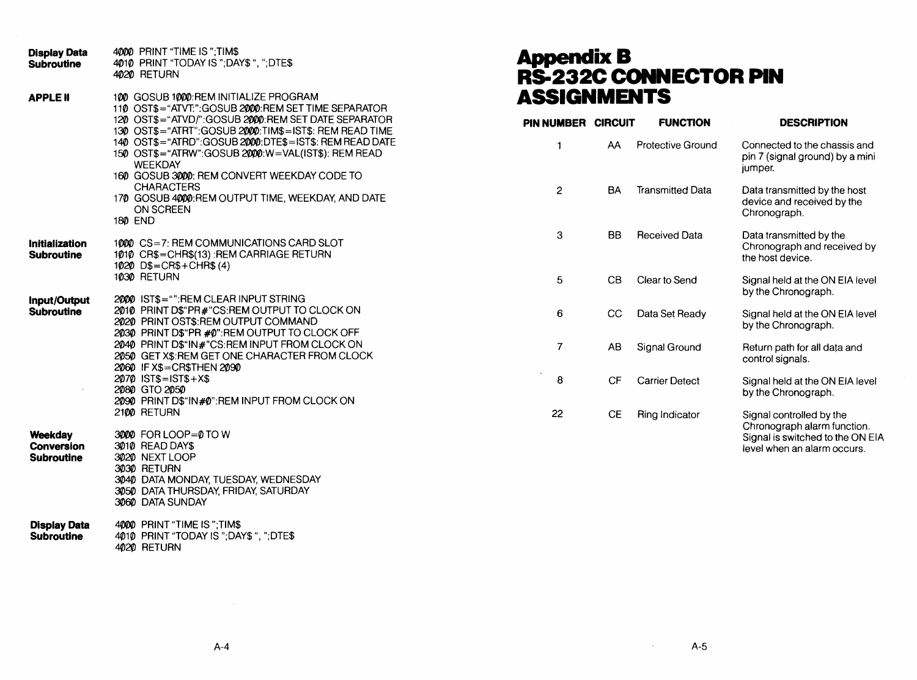**Display Data Subroutine**

```
4000 PRINT "TIME IS ";TIM$
4010 PRINT "TODAY IS ";DAY$ ", ";DTE$
4020 RETURN
```

**APPLE II**

```
100 GOSUB 1000:REM INITIALIZE PROGRAM
110 OST$="ATVT:":GOSUB 2000:REM SET TIME SEPARATOR
120 OST$="ATVD/":GOSUB 2000:REM SET DATE SEPARATOR
130 OST$="ATRT":GOSUB 2000:TIM$=IST$: REM READ TIME
140 OST$="ATRD":GOSUB 2000:DTE$=IST$: REM READ DATE
150 OST$="ATRW":GOSUB 2000:W=VAL(IST$): REM READ
    WEEKDAY
160 GOSUB 3000: REM CONVERT WEEKDAY CODE TO
    CHARACTERS
170 GOSUB 4000:REM OUTPUT TIME, WEEKDAY, AND DATE
    ON SCREEN
180 END
```

**Initialization Subroutine**

```
1000 CS=7: REM COMMUNICATIONS CARD SLOT
1010 CR$=CHR$(13) :REM CARRIAGE RETURN
1020 D$=CR$+CHR$ (4)
1030 RETURN
```

**Input/Output Subroutine**

```
2000 IST$="":REM CLEAR INPUT STRING
2010 PRINT D$"PR#"CS:REM OUTPUT TO CLOCK ON
2020 PRINT OST$:REM OUTPUT COMMAND
2030 PRINT D$"PR #0":REM OUTPUT TO CLOCK OFF
2040 PRINT D$"IN#"CS:REM INPUT FROM CLOCK ON
2050 GET X$:REM GET ONE CHARACTER FROM CLOCK
2060 IF X$=CR$THEN 2090
2070 IST$=IST$+X$
2080 GTO 2050
2090 PRINT D$"IN#0":REM INPUT FROM CLOCK ON
2100 RETURN
```

**Weekday Conversion Subroutine**

```
3000 FOR LOOP=0 TO W
3010 READ DAY$
3020 NEXT LOOP
3030 RETURN
3040 DATA MONDAY, TUESDAY, WEDNESDAY
3050 DATA THURSDAY, FRIDAY, SATURDAY
3060 DATA SUNDAY
```

**Display Data Subroutine**

```
4000 PRINT "TIME IS ";TIM$
4010 PRINT "TODAY IS ";DAY$ ", ";DTE$
4020 RETURN
```

# Appendix B
# RS-232C CONNECTOR PIN ASSIGNMENTS

| PIN NUMBER | CIRCUIT | FUNCTION | DESCRIPTION |
|---|---|---|---|
| 1 | AA | Protective Ground | Connected to the chassis and pin 7 (signal ground) by a mini jumper. |
| 2 | BA | Transmitted Data | Data transmitted by the host device and received by the Chronograph. |
| 3 | BB | Received Data | Data transmitted by the Chronograph and received by the host device. |
| 5 | CB | Clear to Send | Signal held at the ON EIA level by the Chronograph. |
| 6 | CC | Data Set Ready | Signal held at the ON EIA level by the Chronograph. |
| 7 | AB | Signal Ground | Return path for all data and control signals. |
| 8 | CF | Carrier Detect | Signal held at the ON EIA level by the Chronograph. |
| 22 | CE | Ring Indicator | Signal controlled by the Chronograph alarm function. Signal is switched to the ON EIA level when an alarm occurs. |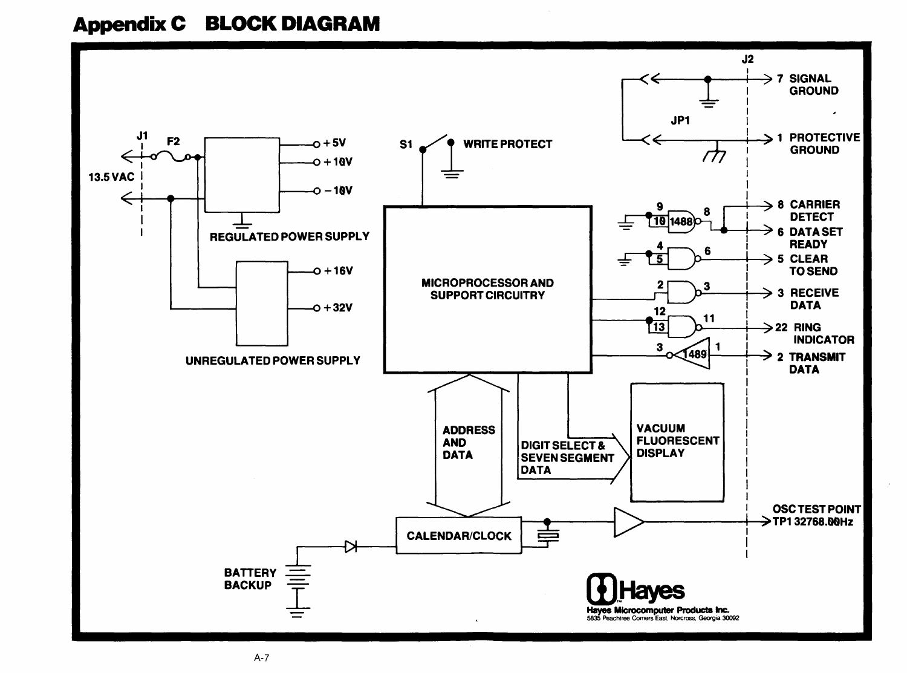# Appendix C BLOCK DIAGRAM

J1

F2

13.5 VAC

+5V

+10V

−10V

REGULATED POWER SUPPLY

+16V

+32V

UNREGULATED POWER SUPPLY

S1

WRITE PROTECT

MICROPROCESSOR AND SUPPORT CIRCUITRY

ADDRESS AND DATA

DIGIT SELECT & SEVEN SEGMENT DATA

VACUUM FLUORESCENT DISPLAY

CALENDAR/CLOCK

BATTERY BACKUP

J2

JP1

7 SIGNAL GROUND

1 PROTECTIVE GROUND

8 CARRIER DETECT

6 DATA SET READY

5 CLEAR TO SEND

3 RECEIVE DATA

22 RING INDICATOR

2 TRANSMIT DATA

1488

1489

OSC TEST POINT TP1 32768.00Hz

Hayes

Hayes Microcomputer Products Inc.
5835 Peachtree Corners East, Norcross, Georgia 30092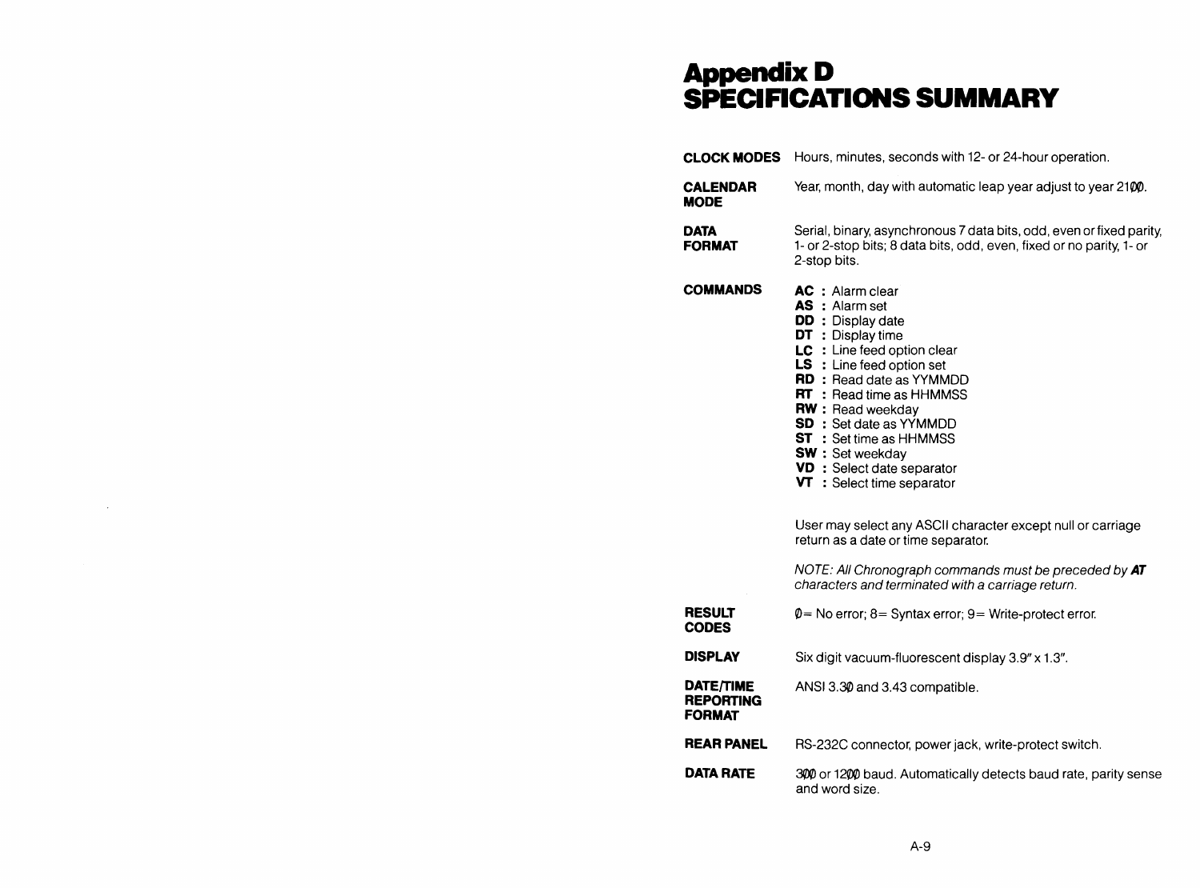# Appendix D
# SPECIFICATIONS SUMMARY

**CLOCK MODES** Hours, minutes, seconds with 12- or 24-hour operation.

**CALENDAR MODE** Year, month, day with automatic leap year adjust to year 2100.

**DATA FORMAT** Serial, binary, asynchronous 7 data bits, odd, even or fixed parity, 1- or 2-stop bits; 8 data bits, odd, even, fixed or no parity, 1- or 2-stop bits.

**COMMANDS**

- **AC** : Alarm clear
- **AS** : Alarm set
- **DD** : Display date
- **DT** : Display time
- **LC** : Line feed option clear
- **LS** : Line feed option set
- **RD** : Read date as YYMMDD
- **RT** : Read time as HHMMSS
- **RW** : Read weekday
- **SD** : Set date as YYMMDD
- **ST** : Set time as HHMMSS
- **SW** : Set weekday
- **VD** : Select date separator
- **VT** : Select time separator

User may select any ASCII character except null or carriage return as a date or time separator.

*NOTE: All Chronograph commands must be preceded by **AT** characters and terminated with a carriage return.*

**RESULT CODES** 0= No error; 8= Syntax error; 9= Write-protect error.

**DISPLAY** Six digit vacuum-fluorescent display 3.9" x 1.3".

**DATE/TIME REPORTING FORMAT** ANSI 3.30 and 3.43 compatible.

**REAR PANEL** RS-232C connector, power jack, write-protect switch.

**DATA RATE** 300 or 1200 baud. Automatically detects baud rate, parity sense and word size.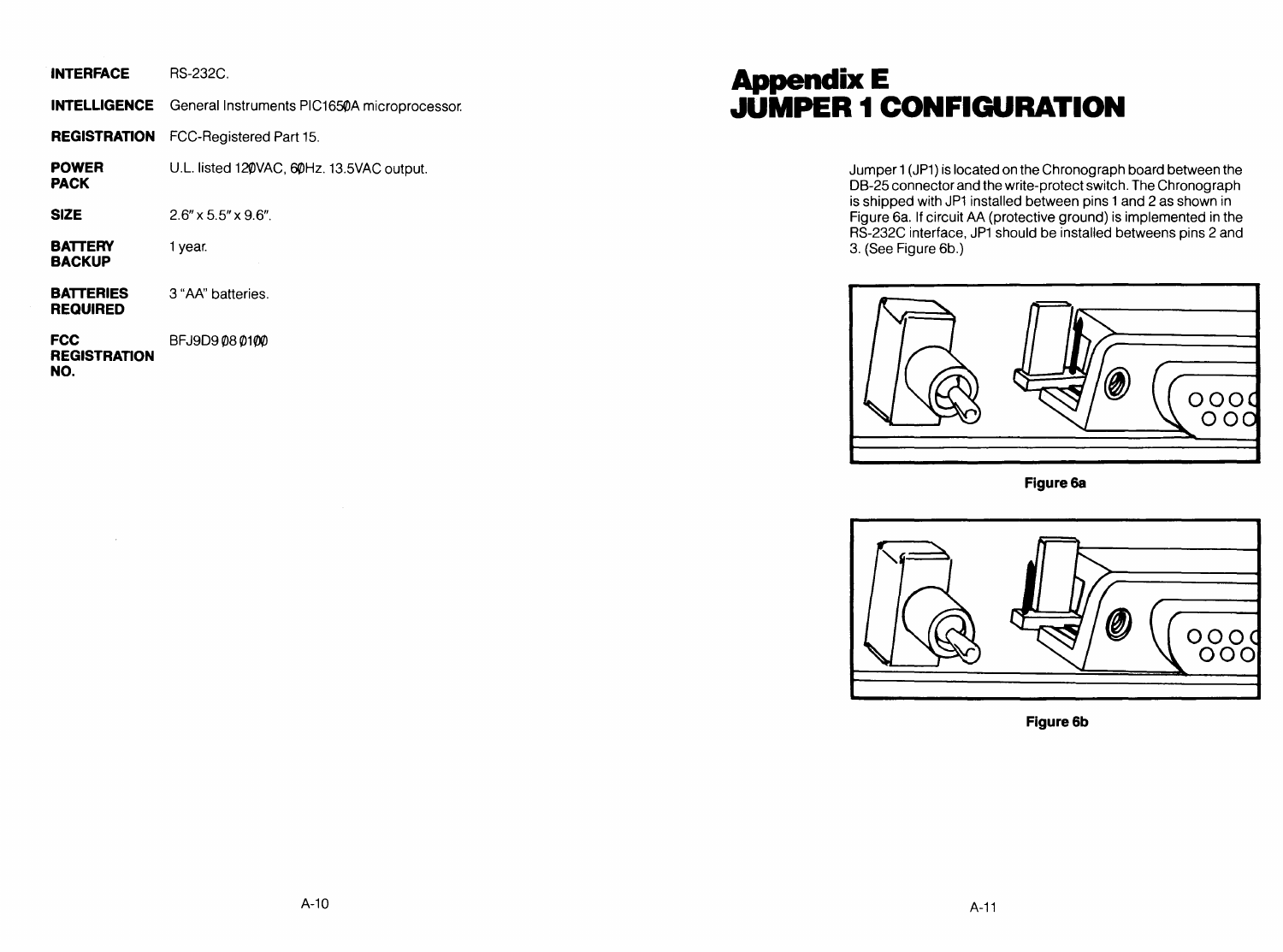| | |
|---|---|
| **INTERFACE** | RS-232C. |
| **INTELLIGENCE** | General Instruments PIC1650A microprocessor. |
| **REGISTRATION** | FCC-Registered Part 15. |
| **POWER PACK** | U.L. listed 120VAC, 60Hz. 13.5VAC output. |
| **SIZE** | 2.6" x 5.5" x 9.6". |
| **BATTERY BACKUP** | 1 year. |
| **BATTERIES REQUIRED** | 3 "AA" batteries. |
| **FCC REGISTRATION NO.** | BFJ9D9 08 0100 |

# Appendix E
# JUMPER 1 CONFIGURATION

Jumper 1 (JP1) is located on the Chronograph board between the DB-25 connector and the write-protect switch. The Chronograph is shipped with JP1 installed between pins 1 and 2 as shown in Figure 6a. If circuit AA (protective ground) is implemented in the RS-232C interface, JP1 should be installed betweens pins 2 and 3. (See Figure 6b.)

**Figure 6a**

**Figure 6b**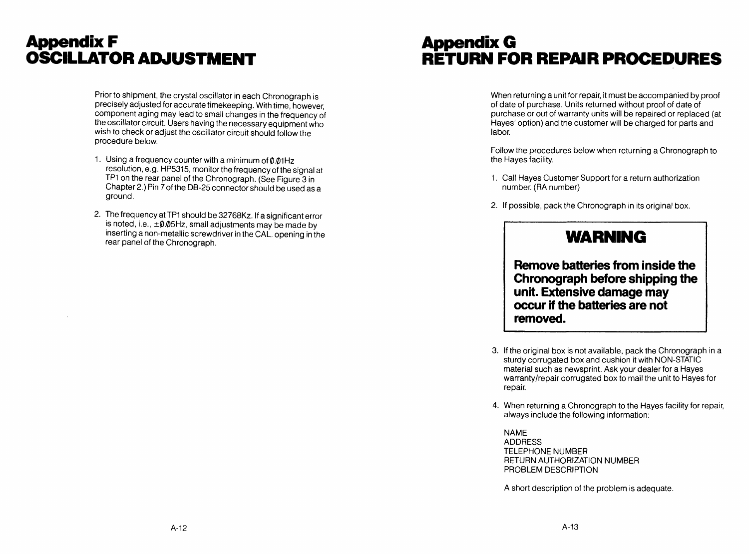# Appendix F
# OSCILLATOR ADJUSTMENT

Prior to shipment, the crystal oscillator in each Chronograph is precisely adjusted for accurate timekeeping. With time, however, component aging may lead to small changes in the frequency of the oscillator circuit. Users having the necessary equipment who wish to check or adjust the oscillator circuit should follow the procedure below.

1. Using a frequency counter with a minimum of ∅.∅1Hz resolution, e.g. HP5315, monitor the frequency of the signal at TP1 on the rear panel of the Chronograph. (See Figure 3 in Chapter 2.) Pin 7 of the DB-25 connector should be used as a ground.
2. The frequency at TP1 should be 32768Kz. If a significant error is noted, i.e., ±∅.∅5Hz, small adjustments may be made by inserting a non-metallic screwdriver in the CAL. opening in the rear panel of the Chronograph.

# Appendix G
# RETURN FOR REPAIR PROCEDURES

When returning a unit for repair, it must be accompanied by proof of date of purchase. Units returned without proof of date of purchase or out of warranty units will be repaired or replaced (at Hayes' option) and the customer will be charged for parts and labor.

Follow the procedures below when returning a Chronograph to the Hayes facility.

1. Call Hayes Customer Support for a return authorization number. (RA number)
2. If possible, pack the Chronograph in its original box.

> ## WARNING
>
> **Remove batteries from inside the Chronograph before shipping the unit. Extensive damage may occur if the batteries are not removed.**

3. If the original box is not available, pack the Chronograph in a sturdy corrugated box and cushion it with NON-STATIC material such as newsprint. Ask your dealer for a Hayes warranty/repair corrugated box to mail the unit to Hayes for repair.
4. When returning a Chronograph to the Hayes facility for repair, always include the following information:

   NAME
   ADDRESS
   TELEPHONE NUMBER
   RETURN AUTHORIZATION NUMBER
   PROBLEM DESCRIPTION

   A short description of the problem is adequate.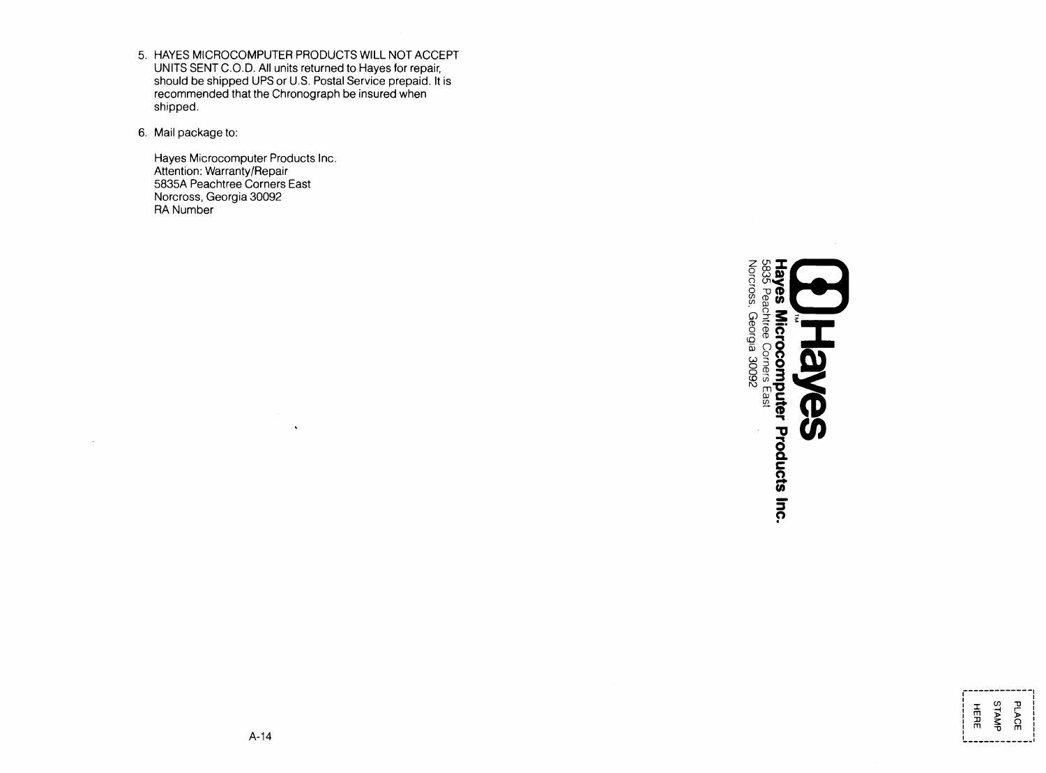5. HAYES MICROCOMPUTER PRODUCTS WILL NOT ACCEPT UNITS SENT C.O.D. All units returned to Hayes for repair, should be shipped UPS or U.S. Postal Service prepaid. It is recommended that the Chronograph be insured when shipped.

6. Mail package to:

   Hayes Microcomputer Products Inc.
   Attention: Warranty/Repair
   5835A Peachtree Corners East
   Norcross, Georgia 30092
   RA Number

Hayes™

**Hayes Microcomputer Products Inc.**
5835 Peachtree Corners East
Norcross, Georgia 30092

PLACE
STAMP
HERE